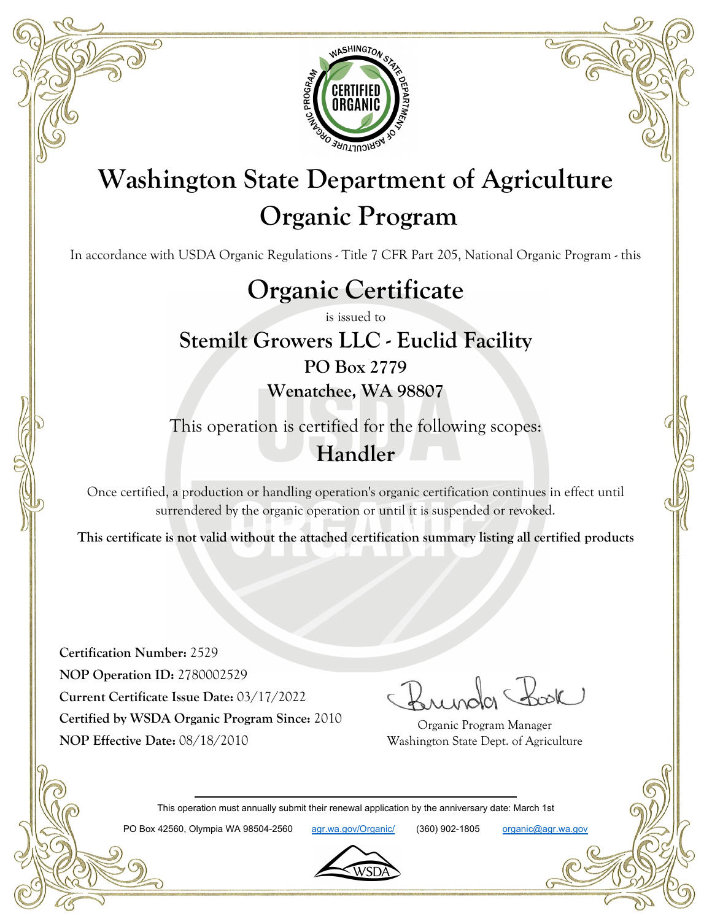# Washington State Department of Agriculture
# Organic Program

In accordance with USDA Organic Regulations - Title 7 CFR Part 205, National Organic Program - this

## Organic Certificate

is issued to

### Stemilt Growers LLC - Euclid Facility

**PO Box 2779**

**Wenatchee, WA 98807**

This operation is certified for the following scopes:

**Handler**

Once certified, a production or handling operation's organic certification continues in effect until surrendered by the organic operation or until it is suspended or revoked.

**This certificate is not valid without the attached certification summary listing all certified products**

**Certification Number:** 2529
**NOP Operation ID:** 2780002529
**Current Certificate Issue Date:** 03/17/2022
**Certified by WSDA Organic Program Since:** 2010
**NOP Effective Date:** 08/18/2010

Brenda Book
Organic Program Manager
Washington State Dept. of Agriculture

This operation must annually submit their renewal application by the anniversary date: March 1st

PO Box 42560, Olympia WA 98504-2560 agr.wa.gov/Organic/ (360) 902-1805 organic@agr.wa.gov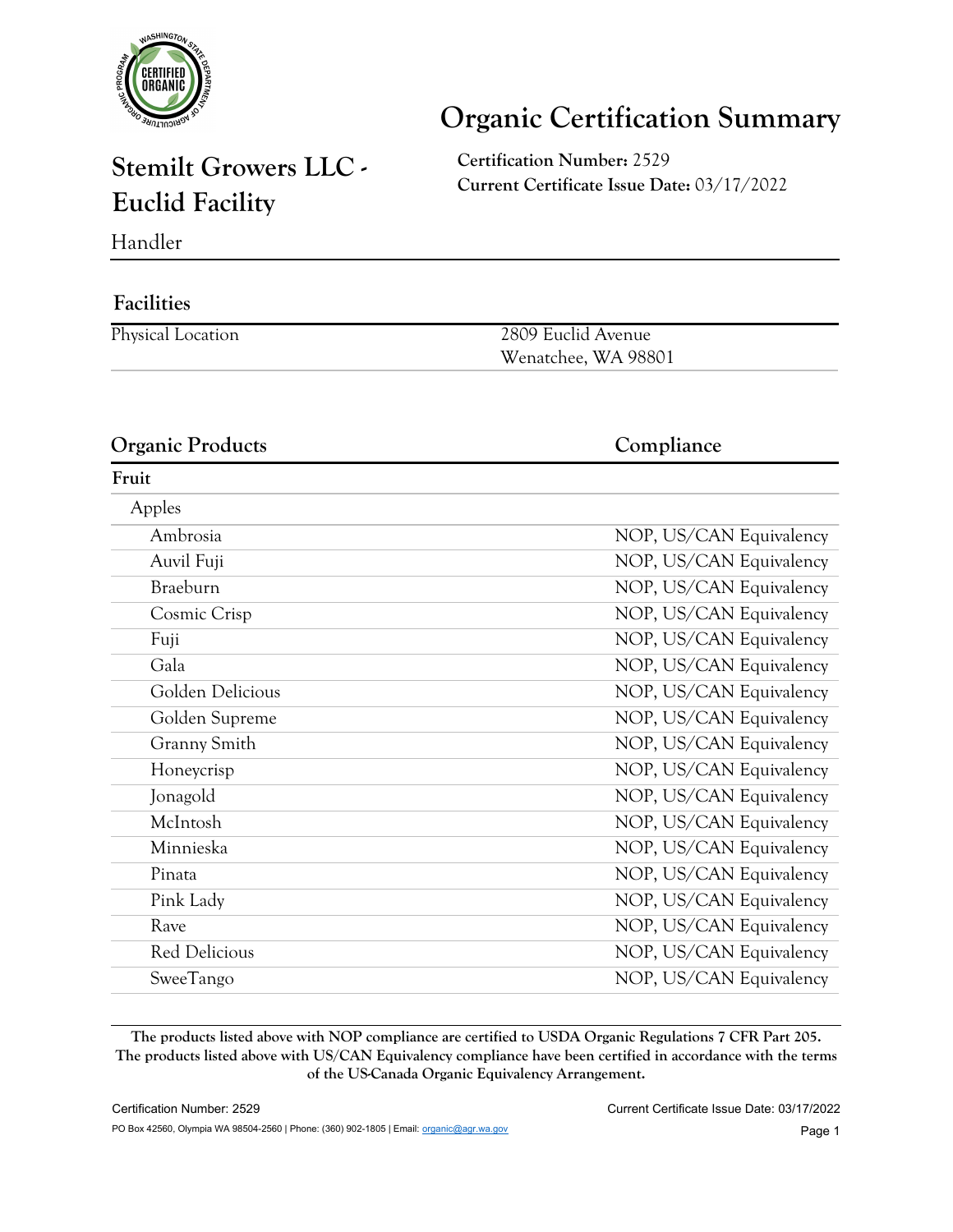# Organic Certification Summary

## Stemilt Growers LLC - Euclid Facility

**Certification Number:** 2529
**Current Certificate Issue Date:** 03/17/2022

Handler

### Facilities

| Physical Location | 2809 Euclid Avenue<br>Wenatchee, WA 98801 |
| --- | --- |

### Organic Products

| Organic Products | Compliance |
| --- | --- |
| **Fruit** | |
| Apples | |
| Ambrosia | NOP, US/CAN Equivalency |
| Auvil Fuji | NOP, US/CAN Equivalency |
| Braeburn | NOP, US/CAN Equivalency |
| Cosmic Crisp | NOP, US/CAN Equivalency |
| Fuji | NOP, US/CAN Equivalency |
| Gala | NOP, US/CAN Equivalency |
| Golden Delicious | NOP, US/CAN Equivalency |
| Golden Supreme | NOP, US/CAN Equivalency |
| Granny Smith | NOP, US/CAN Equivalency |
| Honeycrisp | NOP, US/CAN Equivalency |
| Jonagold | NOP, US/CAN Equivalency |
| McIntosh | NOP, US/CAN Equivalency |
| Minnieska | NOP, US/CAN Equivalency |
| Pinata | NOP, US/CAN Equivalency |
| Pink Lady | NOP, US/CAN Equivalency |
| Rave | NOP, US/CAN Equivalency |
| Red Delicious | NOP, US/CAN Equivalency |
| SweeTango | NOP, US/CAN Equivalency |

**The products listed above with NOP compliance are certified to USDA Organic Regulations 7 CFR Part 205. The products listed above with US/CAN Equivalency compliance have been certified in accordance with the terms of the US-Canada Organic Equivalency Arrangement.**

PO Box 42560, Olympia WA 98504-2560 | Phone: (360) 902-1805 | Email: organic@agr.wa.gov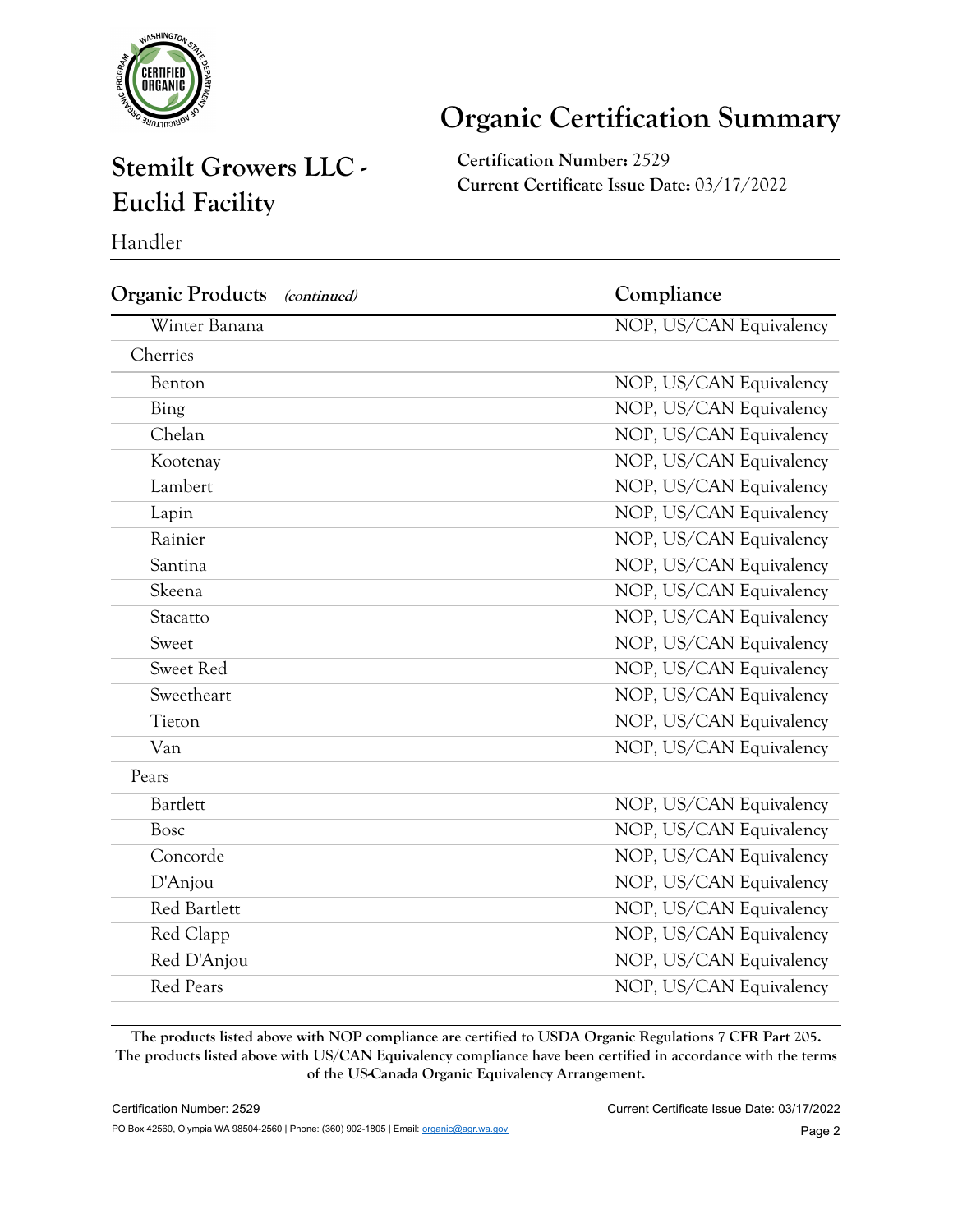# Organic Certification Summary

## Stemilt Growers LLC - Euclid Facility

Handler

**Certification Number:** 2529
**Current Certificate Issue Date:** 03/17/2022

| Organic Products *(continued)* | Compliance |
|---|---|
| Winter Banana | NOP, US/CAN Equivalency |
| Cherries | |
| Benton | NOP, US/CAN Equivalency |
| Bing | NOP, US/CAN Equivalency |
| Chelan | NOP, US/CAN Equivalency |
| Kootenay | NOP, US/CAN Equivalency |
| Lambert | NOP, US/CAN Equivalency |
| Lapin | NOP, US/CAN Equivalency |
| Rainier | NOP, US/CAN Equivalency |
| Santina | NOP, US/CAN Equivalency |
| Skeena | NOP, US/CAN Equivalency |
| Stacatto | NOP, US/CAN Equivalency |
| Sweet | NOP, US/CAN Equivalency |
| Sweet Red | NOP, US/CAN Equivalency |
| Sweetheart | NOP, US/CAN Equivalency |
| Tieton | NOP, US/CAN Equivalency |
| Van | NOP, US/CAN Equivalency |
| Pears | |
| Bartlett | NOP, US/CAN Equivalency |
| Bosc | NOP, US/CAN Equivalency |
| Concorde | NOP, US/CAN Equivalency |
| D'Anjou | NOP, US/CAN Equivalency |
| Red Bartlett | NOP, US/CAN Equivalency |
| Red Clapp | NOP, US/CAN Equivalency |
| Red D'Anjou | NOP, US/CAN Equivalency |
| Red Pears | NOP, US/CAN Equivalency |

**The products listed above with NOP compliance are certified to USDA Organic Regulations 7 CFR Part 205. The products listed above with US/CAN Equivalency compliance have been certified in accordance with the terms of the US-Canada Organic Equivalency Arrangement.**

PO Box 42560, Olympia WA 98504-2560 | Phone: (360) 902-1805 | Email: organic@agr.wa.gov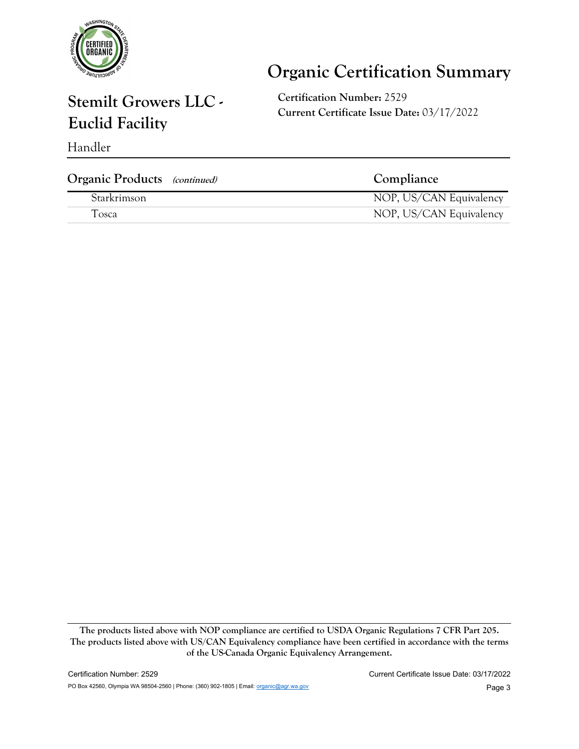# Organic Certification Summary

## Stemilt Growers LLC - Euclid Facility

**Certification Number:** 2529
**Current Certificate Issue Date:** 03/17/2022

Handler

| Organic Products *(continued)* | Compliance |
| --- | --- |
| Starkrimson | NOP, US/CAN Equivalency |
| Tosca | NOP, US/CAN Equivalency |

**The products listed above with NOP compliance are certified to USDA Organic Regulations 7 CFR Part 205. The products listed above with US/CAN Equivalency compliance have been certified in accordance with the terms of the US-Canada Organic Equivalency Arrangement.**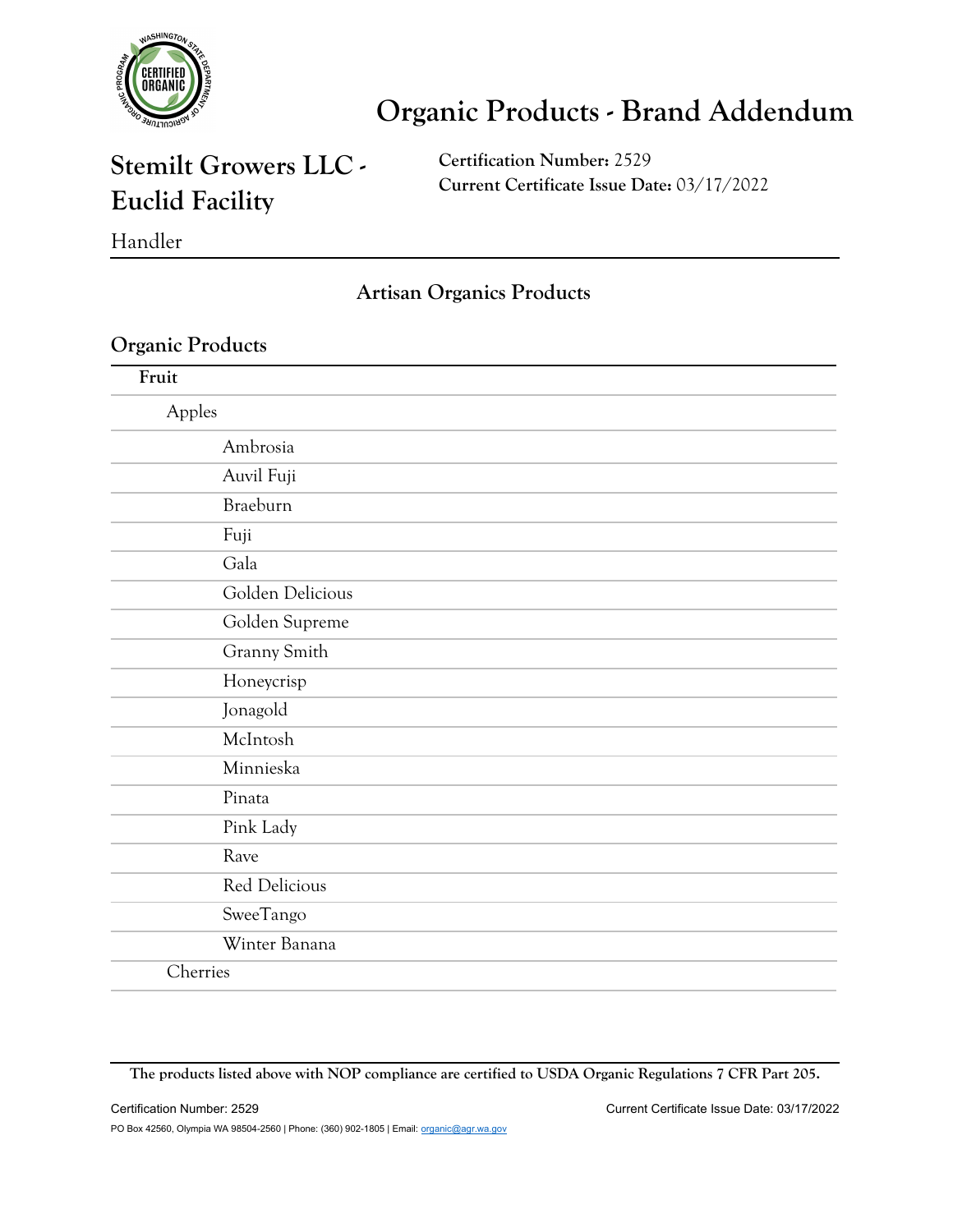# Organic Products - Brand Addendum

## Stemilt Growers LLC - Euclid Facility

Handler

**Certification Number:** 2529
**Current Certificate Issue Date:** 03/17/2022

### Artisan Organics Products

### Organic Products

**Fruit**

- Apples
  - Ambrosia
  - Auvil Fuji
  - Braeburn
  - Fuji
  - Gala
  - Golden Delicious
  - Golden Supreme
  - Granny Smith
  - Honeycrisp
  - Jonagold
  - McIntosh
  - Minnieska
  - Pinata
  - Pink Lady
  - Rave
  - Red Delicious
  - SweeTango
  - Winter Banana
- Cherries

**The products listed above with NOP compliance are certified to USDA Organic Regulations 7 CFR Part 205.**

Certification Number: 2529 | Current Certificate Issue Date: 03/17/2022

PO Box 42560, Olympia WA 98504-2560 | Phone: (360) 902-1805 | Email: organic@agr.wa.gov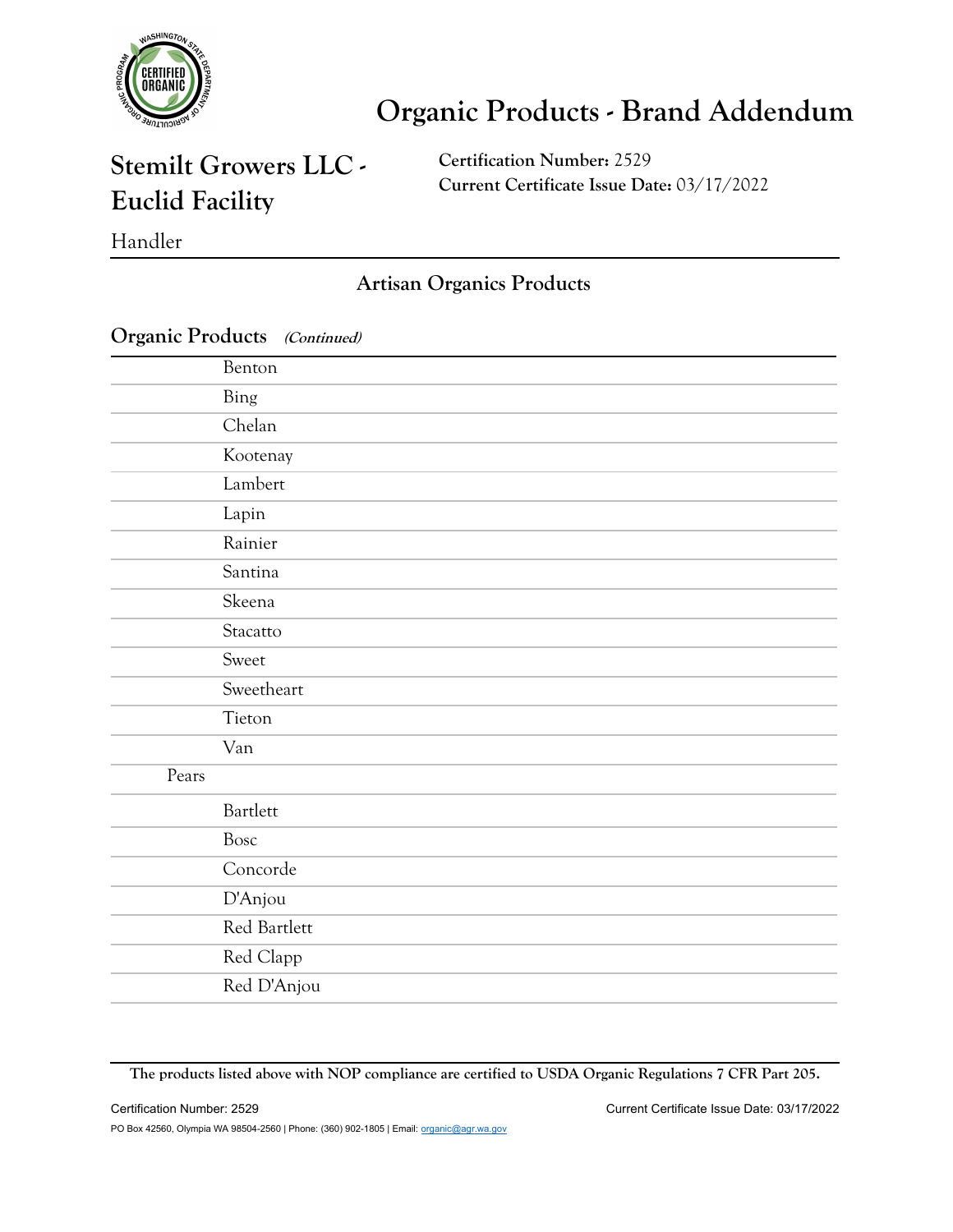# Organic Products - Brand Addendum

## Stemilt Growers LLC - Euclid Facility

**Certification Number:** 2529
**Current Certificate Issue Date:** 03/17/2022

Handler

### Artisan Organics Products

### Organic Products *(Continued)*

| | |
|---|---|
| | Benton |
| | Bing |
| | Chelan |
| | Kootenay |
| | Lambert |
| | Lapin |
| | Rainier |
| | Santina |
| | Skeena |
| | Stacatto |
| | Sweet |
| | Sweetheart |
| | Tieton |
| | Van |
| Pears | |
| | Bartlett |
| | Bosc |
| | Concorde |
| | D'Anjou |
| | Red Bartlett |
| | Red Clapp |
| | Red D'Anjou |

**The products listed above with NOP compliance are certified to USDA Organic Regulations 7 CFR Part 205.**

Certification Number: 2529 Current Certificate Issue Date: 03/17/2022

PO Box 42560, Olympia WA 98504-2560 | Phone: (360) 902-1805 | Email: organic@agr.wa.gov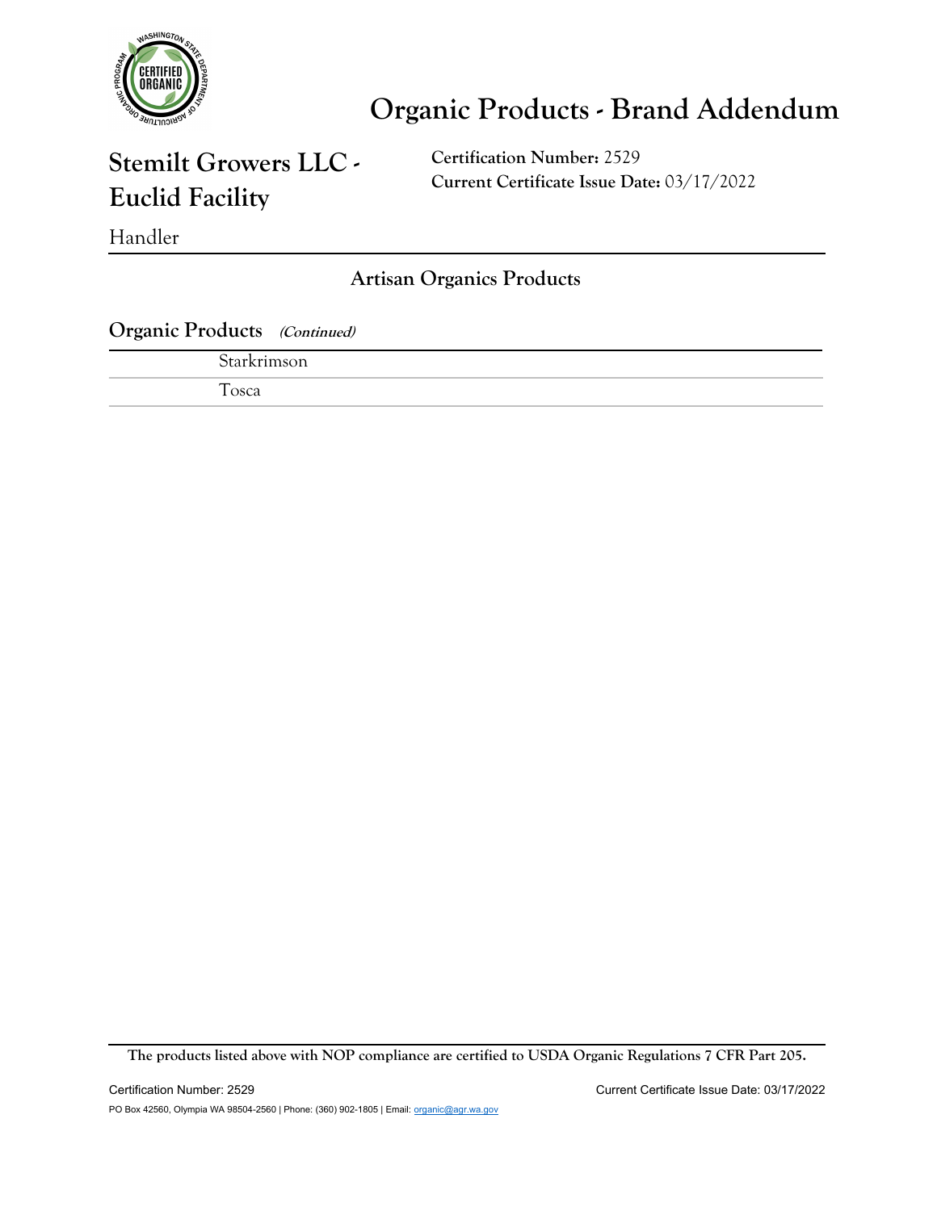# Organic Products - Brand Addendum

## Stemilt Growers LLC - Euclid Facility

**Certification Number:** 2529
**Current Certificate Issue Date:** 03/17/2022

Handler

### Artisan Organics Products

**Organic Products** ***(Continued)***

| | |
|---|---|
| | Starkrimson |
| | Tosca |

**The products listed above with NOP compliance are certified to USDA Organic Regulations 7 CFR Part 205.**

Certification Number: 2529 Current Certificate Issue Date: 03/17/2022

PO Box 42560, Olympia WA 98504-2560 | Phone: (360) 902-1805 | Email: organic@agr.wa.gov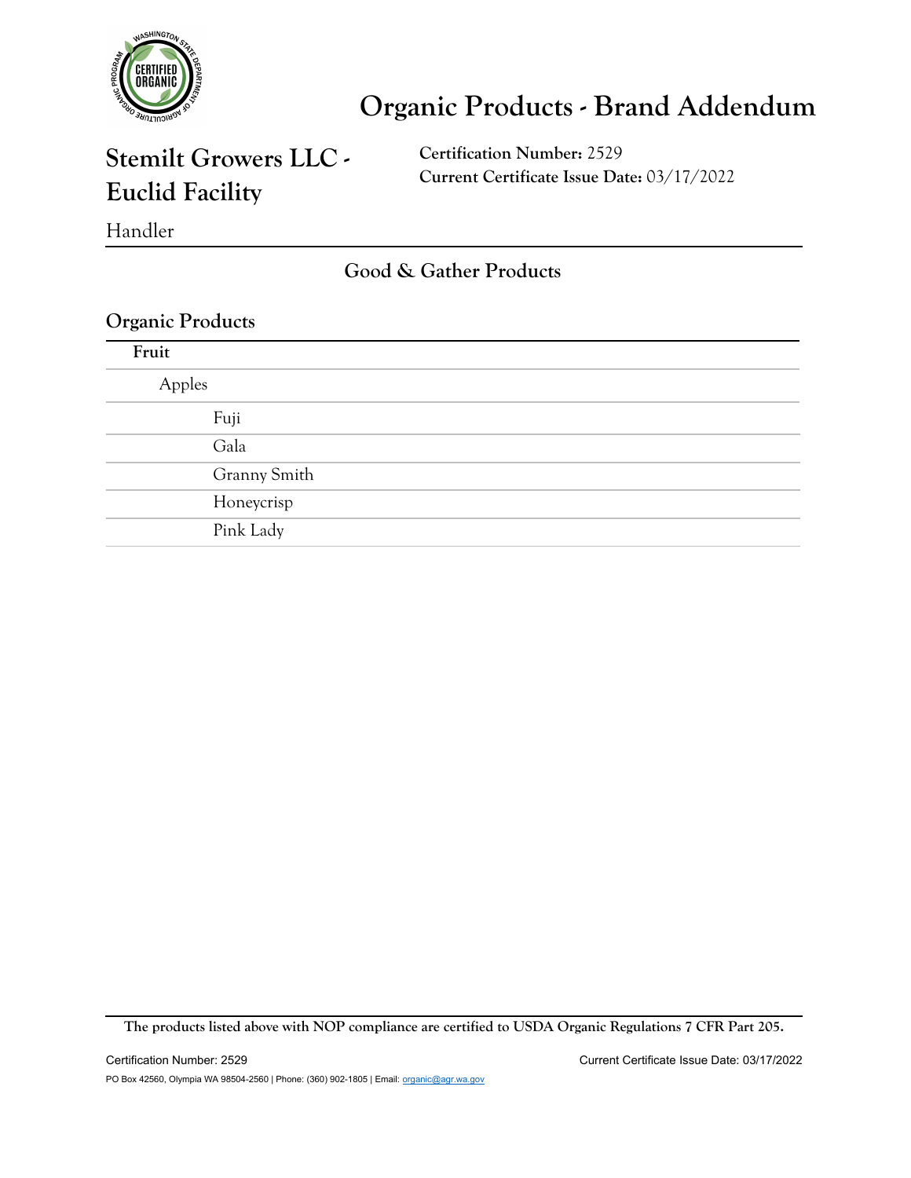# Organic Products - Brand Addendum

## Stemilt Growers LLC - Euclid Facility

**Certification Number:** 2529
**Current Certificate Issue Date:** 03/17/2022

Handler

### Good & Gather Products

### Organic Products

**Fruit**

- Apples
  - Fuji
  - Gala
  - Granny Smith
  - Honeycrisp
  - Pink Lady

**The products listed above with NOP compliance are certified to USDA Organic Regulations 7 CFR Part 205.**

Certification Number: 2529    Current Certificate Issue Date: 03/17/2022

PO Box 42560, Olympia WA 98504-2560 | Phone: (360) 902-1805 | Email: organic@agr.wa.gov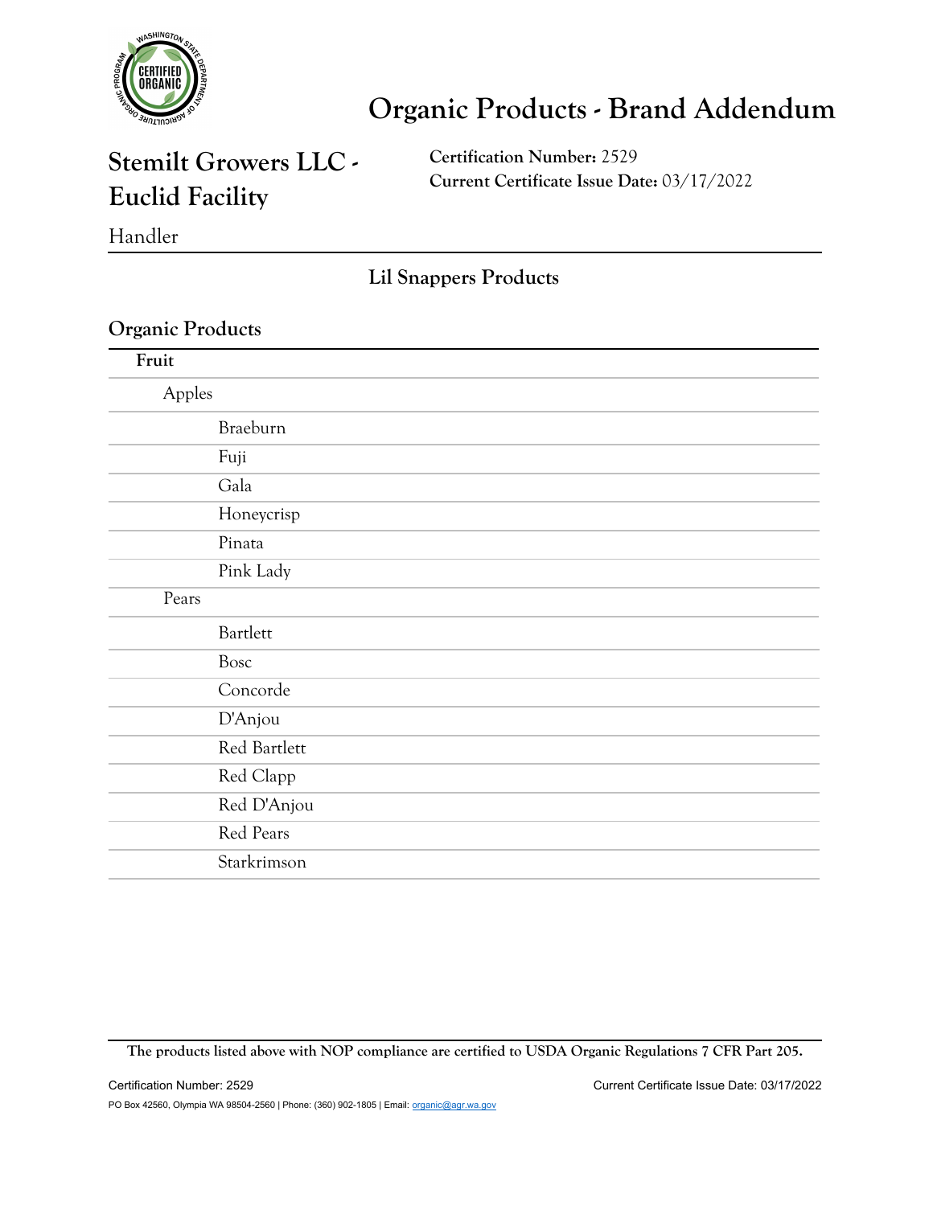# Organic Products - Brand Addendum

## Stemilt Growers LLC - Euclid Facility

**Certification Number:** 2529
**Current Certificate Issue Date:** 03/17/2022

Handler

### Lil Snappers Products

### Organic Products

**Fruit**

- Apples
  - Braeburn
  - Fuji
  - Gala
  - Honeycrisp
  - Pinata
  - Pink Lady
- Pears
  - Bartlett
  - Bosc
  - Concorde
  - D'Anjou
  - Red Bartlett
  - Red Clapp
  - Red D'Anjou
  - Red Pears
  - Starkrimson

**The products listed above with NOP compliance are certified to USDA Organic Regulations 7 CFR Part 205.**

Certification Number: 2529 Current Certificate Issue Date: 03/17/2022

PO Box 42560, Olympia WA 98504-2560 | Phone: (360) 902-1805 | Email: organic@agr.wa.gov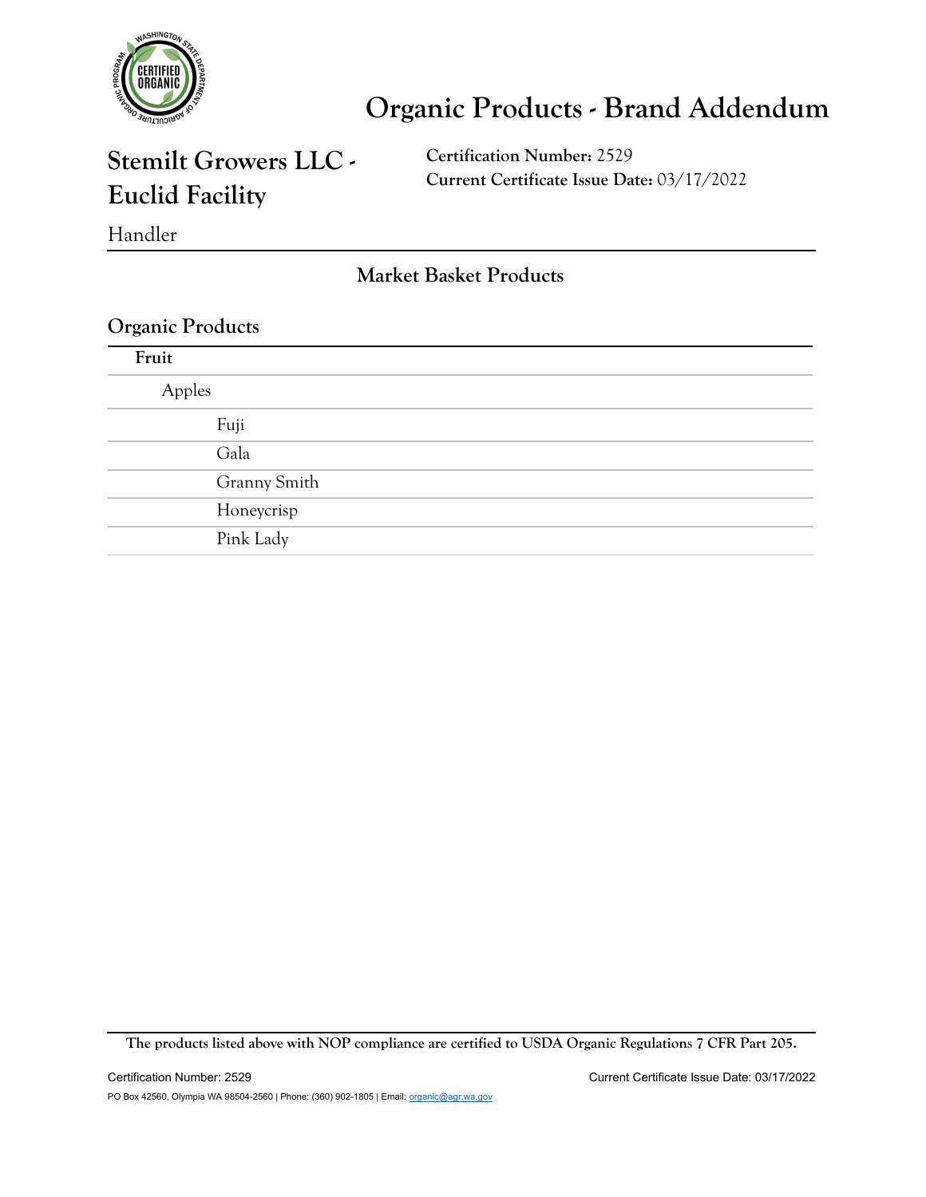# Organic Products - Brand Addendum

## Stemilt Growers LLC - Euclid Facility

**Certification Number:** 2529
**Current Certificate Issue Date:** 03/17/2022

Handler

### Market Basket Products

#### Organic Products

**Fruit**

- Apples
  - Fuji
  - Gala
  - Granny Smith
  - Honeycrisp
  - Pink Lady

**The products listed above with NOP compliance are certified to USDA Organic Regulations 7 CFR Part 205.**

Certification Number: 2529 Current Certificate Issue Date: 03/17/2022

PO Box 42560, Olympia WA 98504-2560 | Phone: (360) 902-1805 | Email: organic@agr.wa.gov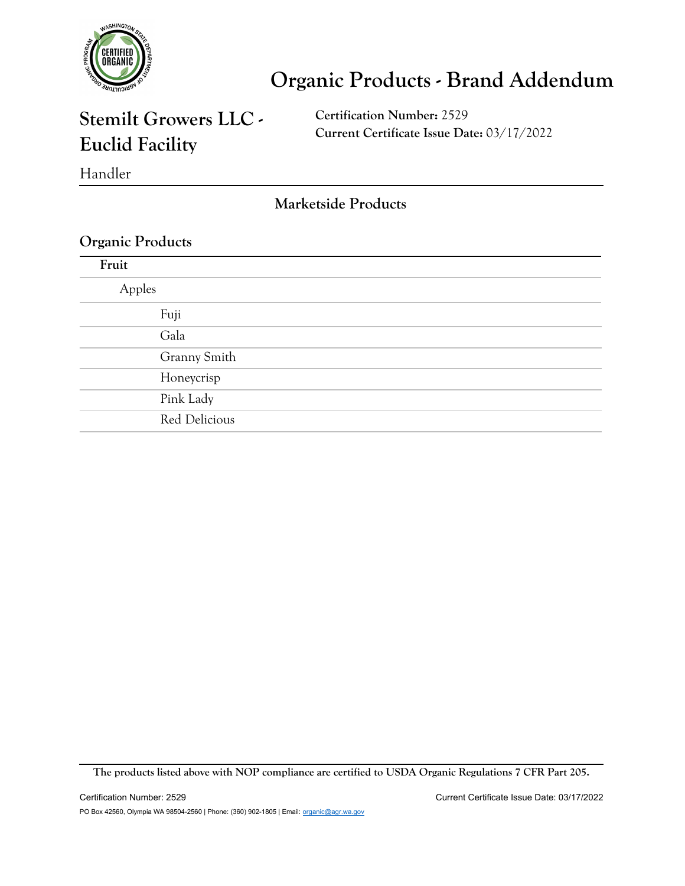# Organic Products - Brand Addendum

## Stemilt Growers LLC - Euclid Facility

Handler

**Certification Number:** 2529
**Current Certificate Issue Date:** 03/17/2022

### Marketside Products

### Organic Products

**Fruit**

- Apples
  - Fuji
  - Gala
  - Granny Smith
  - Honeycrisp
  - Pink Lady
  - Red Delicious

**The products listed above with NOP compliance are certified to USDA Organic Regulations 7 CFR Part 205.**

Certification Number: 2529 Current Certificate Issue Date: 03/17/2022

PO Box 42560, Olympia WA 98504-2560 | Phone: (360) 902-1805 | Email: organic@agr.wa.gov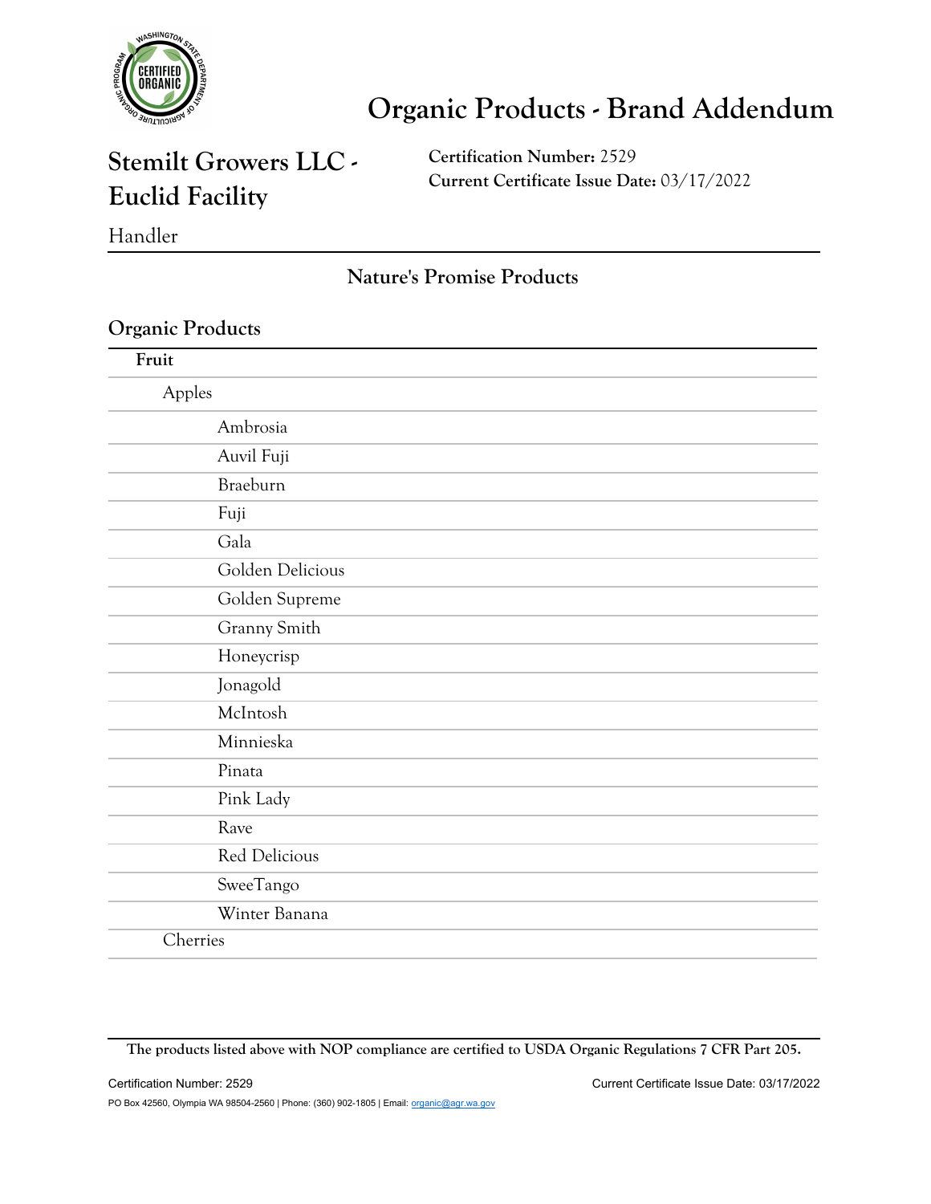# Organic Products - Brand Addendum

## Stemilt Growers LLC - Euclid Facility

**Certification Number:** 2529
**Current Certificate Issue Date:** 03/17/2022

Handler

### Nature's Promise Products

### Organic Products

**Fruit**

- Apples
  - Ambrosia
  - Auvil Fuji
  - Braeburn
  - Fuji
  - Gala
  - Golden Delicious
  - Golden Supreme
  - Granny Smith
  - Honeycrisp
  - Jonagold
  - McIntosh
  - Minnieska
  - Pinata
  - Pink Lady
  - Rave
  - Red Delicious
  - SweeTango
  - Winter Banana
- Cherries

**The products listed above with NOP compliance are certified to USDA Organic Regulations 7 CFR Part 205.**

PO Box 42560, Olympia WA 98504-2560 | Phone: (360) 902-1805 | Email: organic@agr.wa.gov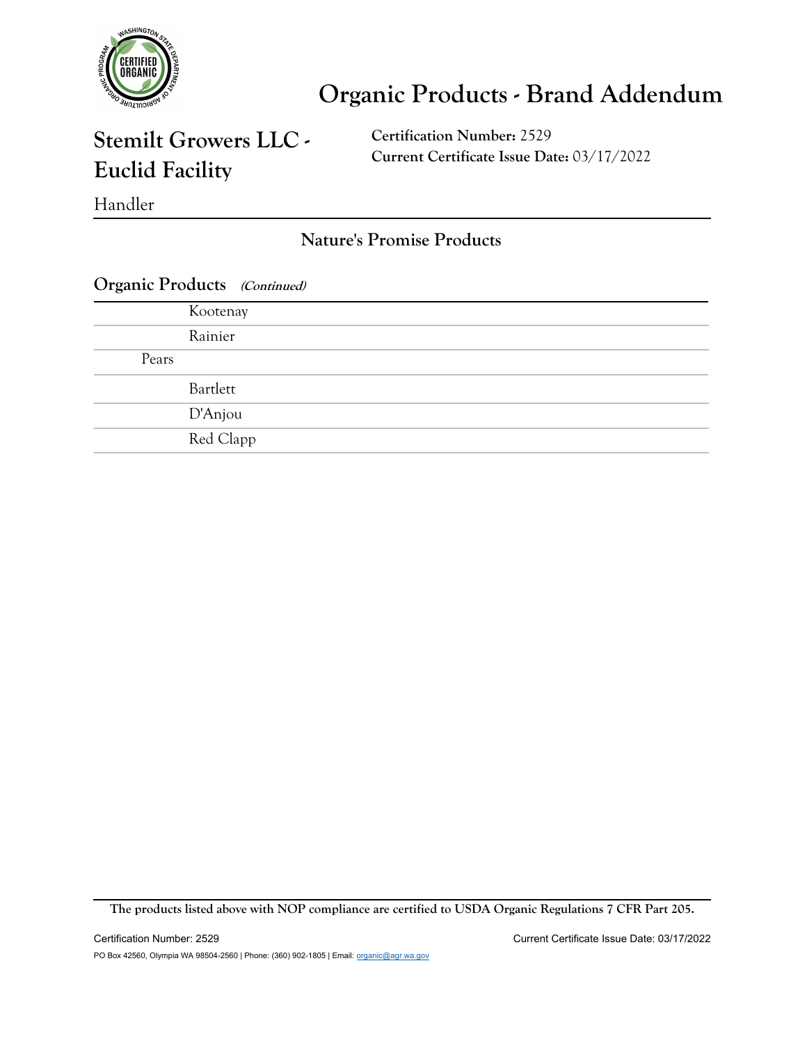# Organic Products - Brand Addendum

## Stemilt Growers LLC - Euclid Facility

Handler

**Certification Number:** 2529
**Current Certificate Issue Date:** 03/17/2022

### Nature's Promise Products

### Organic Products *(Continued)*

| | |
|---|---|
| | Kootenay |
| | Rainier |
| Pears | |
| | Bartlett |
| | D'Anjou |
| | Red Clapp |

**The products listed above with NOP compliance are certified to USDA Organic Regulations 7 CFR Part 205.**

Certification Number: 2529 Current Certificate Issue Date: 03/17/2022

PO Box 42560, Olympia WA 98504-2560 | Phone: (360) 902-1805 | Email: organic@agr.wa.gov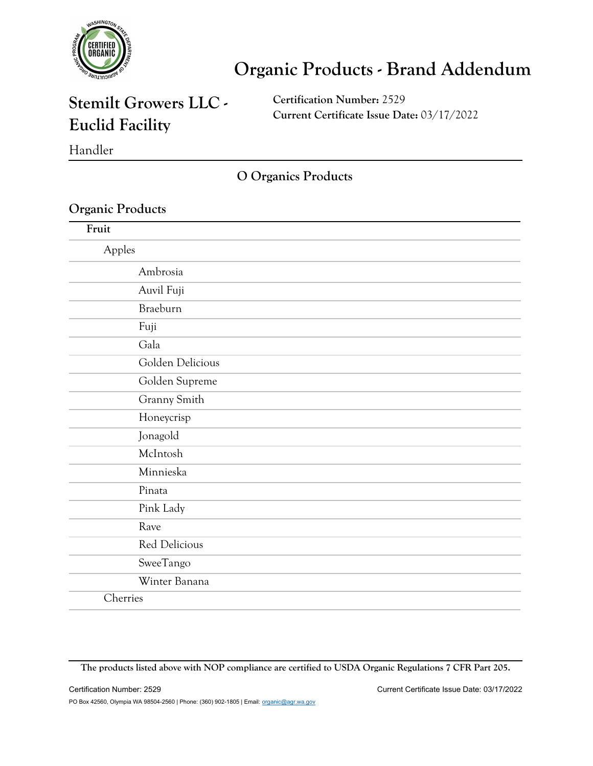# Organic Products - Brand Addendum

## Stemilt Growers LLC - Euclid Facility

Handler

**Certification Number:** 2529
**Current Certificate Issue Date:** 03/17/2022

### O Organics Products

### Organic Products

**Fruit**

- Apples
  - Ambrosia
  - Auvil Fuji
  - Braeburn
  - Fuji
  - Gala
  - Golden Delicious
  - Golden Supreme
  - Granny Smith
  - Honeycrisp
  - Jonagold
  - McIntosh
  - Minnieska
  - Pinata
  - Pink Lady
  - Rave
  - Red Delicious
  - SweeTango
  - Winter Banana
- Cherries

**The products listed above with NOP compliance are certified to USDA Organic Regulations 7 CFR Part 205.**

PO Box 42560, Olympia WA 98504-2560 | Phone: (360) 902-1805 | Email: organic@agr.wa.gov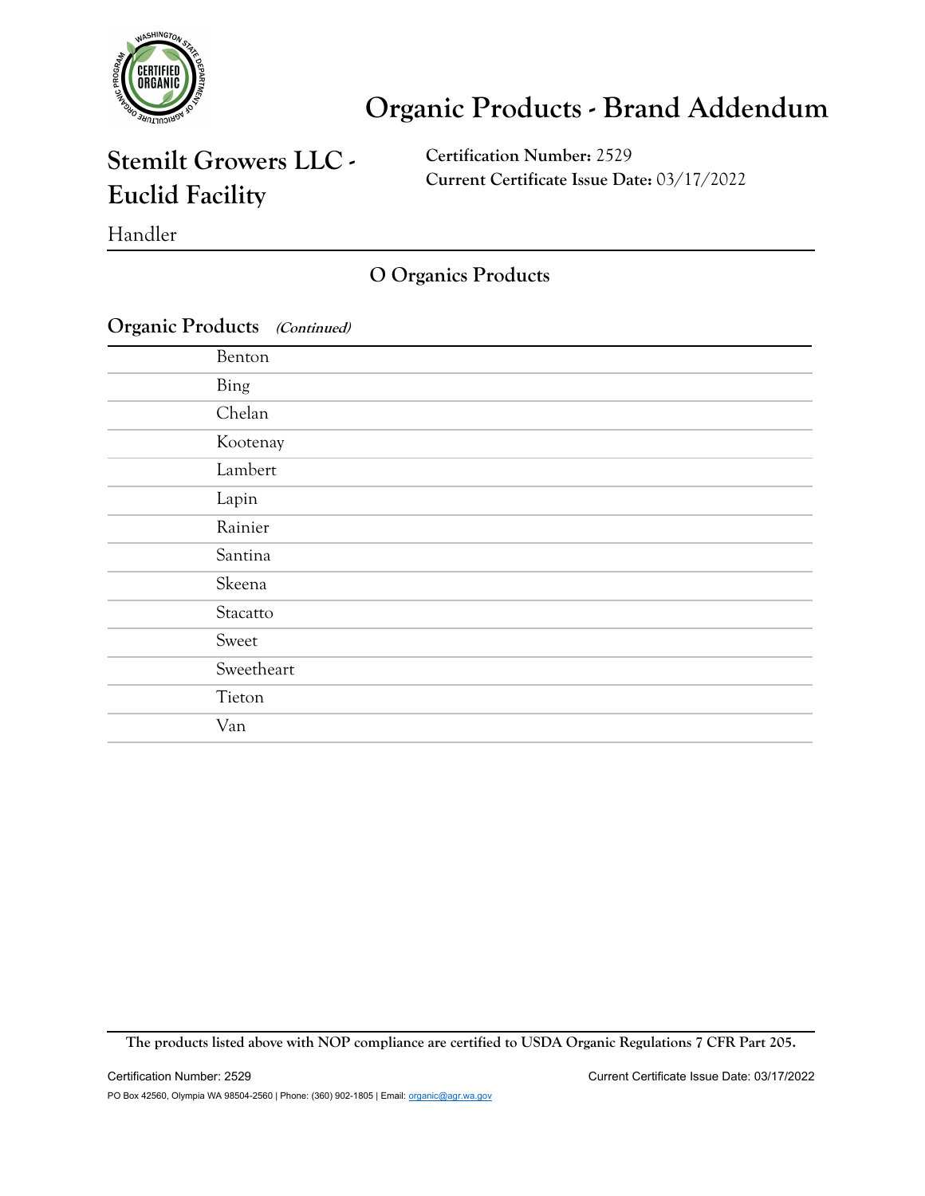# Organic Products - Brand Addendum

## Stemilt Growers LLC - Euclid Facility

Handler

**Certification Number:** 2529
**Current Certificate Issue Date:** 03/17/2022

### O Organics Products

**Organic Products** ***(Continued)***

| | |
|---|---|
| | Benton |
| | Bing |
| | Chelan |
| | Kootenay |
| | Lambert |
| | Lapin |
| | Rainier |
| | Santina |
| | Skeena |
| | Stacatto |
| | Sweet |
| | Sweetheart |
| | Tieton |
| | Van |

**The products listed above with NOP compliance are certified to USDA Organic Regulations 7 CFR Part 205.**

Certification Number: 2529 Current Certificate Issue Date: 03/17/2022

PO Box 42560, Olympia WA 98504-2560 | Phone: (360) 902-1805 | Email: organic@agr.wa.gov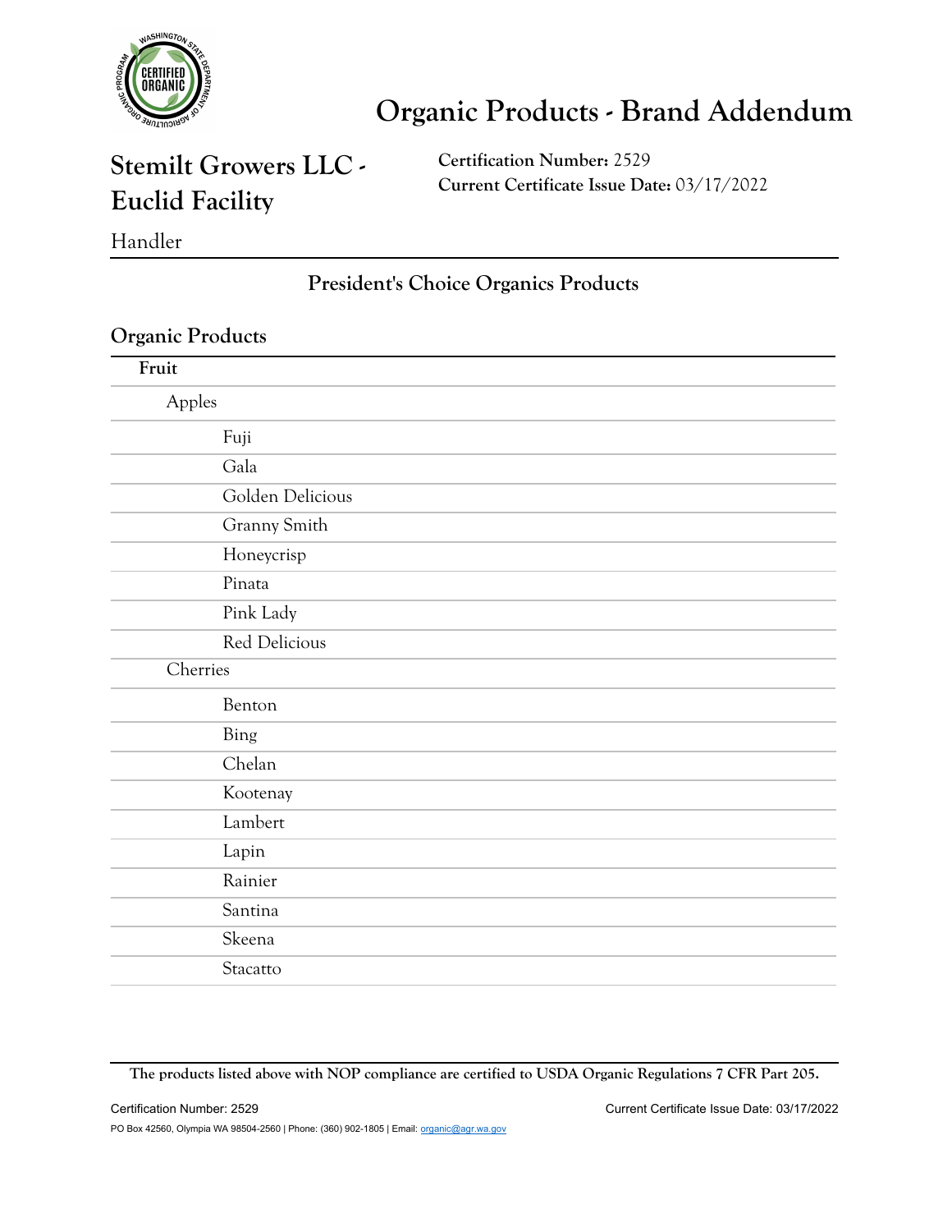# Organic Products - Brand Addendum

## Stemilt Growers LLC - Euclid Facility

**Certification Number:** 2529
**Current Certificate Issue Date:** 03/17/2022

Handler

### President's Choice Organics Products

### Organic Products

**Fruit**

- Apples
  - Fuji
  - Gala
  - Golden Delicious
  - Granny Smith
  - Honeycrisp
  - Pinata
  - Pink Lady
  - Red Delicious
- Cherries
  - Benton
  - Bing
  - Chelan
  - Kootenay
  - Lambert
  - Lapin
  - Rainier
  - Santina
  - Skeena
  - Stacatto

**The products listed above with NOP compliance are certified to USDA Organic Regulations 7 CFR Part 205.**

PO Box 42560, Olympia WA 98504-2560 | Phone: (360) 902-1805 | Email: organic@agr.wa.gov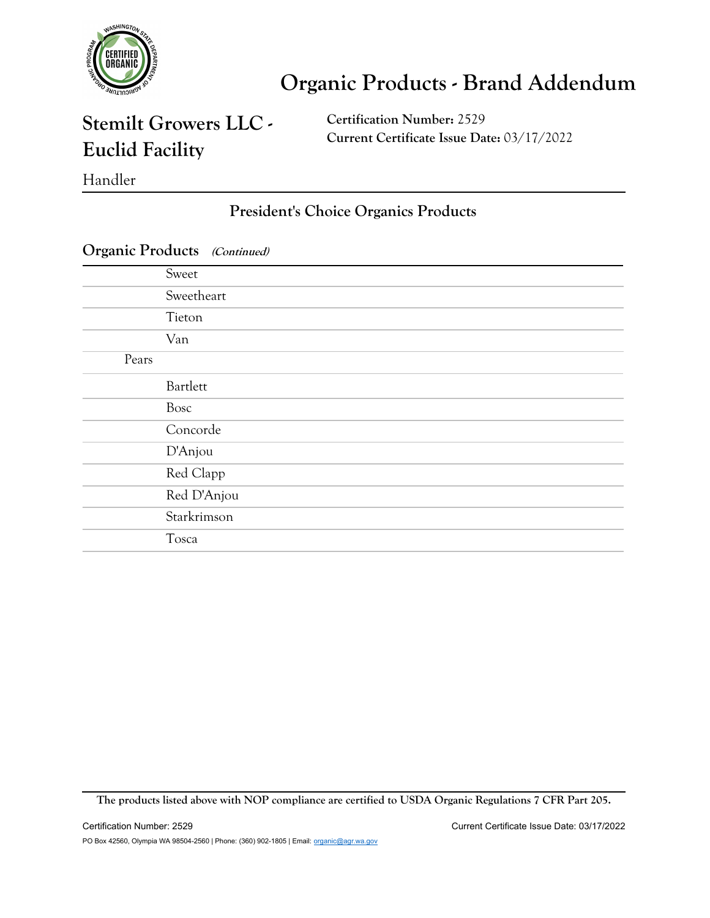# Organic Products - Brand Addendum

## Stemilt Growers LLC - Euclid Facility

**Certification Number:** 2529
**Current Certificate Issue Date:** 03/17/2022

Handler

### President's Choice Organics Products

### Organic Products *(Continued)*

| | |
|---|---|
| | Sweet |
| | Sweetheart |
| | Tieton |
| | Van |
| Pears | |
| | Bartlett |
| | Bosc |
| | Concorde |
| | D'Anjou |
| | Red Clapp |
| | Red D'Anjou |
| | Starkrimson |
| | Tosca |

**The products listed above with NOP compliance are certified to USDA Organic Regulations 7 CFR Part 205.**

PO Box 42560, Olympia WA 98504-2560 | Phone: (360) 902-1805 | Email: organic@agr.wa.gov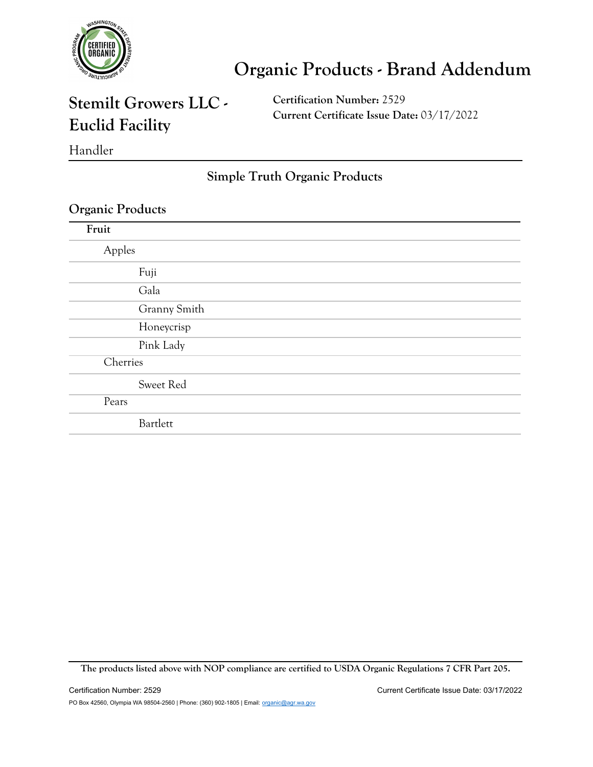# Organic Products - Brand Addendum

## Stemilt Growers LLC - Euclid Facility

**Certification Number:** 2529
**Current Certificate Issue Date:** 03/17/2022

Handler

### Simple Truth Organic Products

### Organic Products

**Fruit**

- Apples
  - Fuji
  - Gala
  - Granny Smith
  - Honeycrisp
  - Pink Lady
- Cherries
  - Sweet Red
- Pears
  - Bartlett

**The products listed above with NOP compliance are certified to USDA Organic Regulations 7 CFR Part 205.**

Certification Number: 2529 Current Certificate Issue Date: 03/17/2022

PO Box 42560, Olympia WA 98504-2560 | Phone: (360) 902-1805 | Email: organic@agr.wa.gov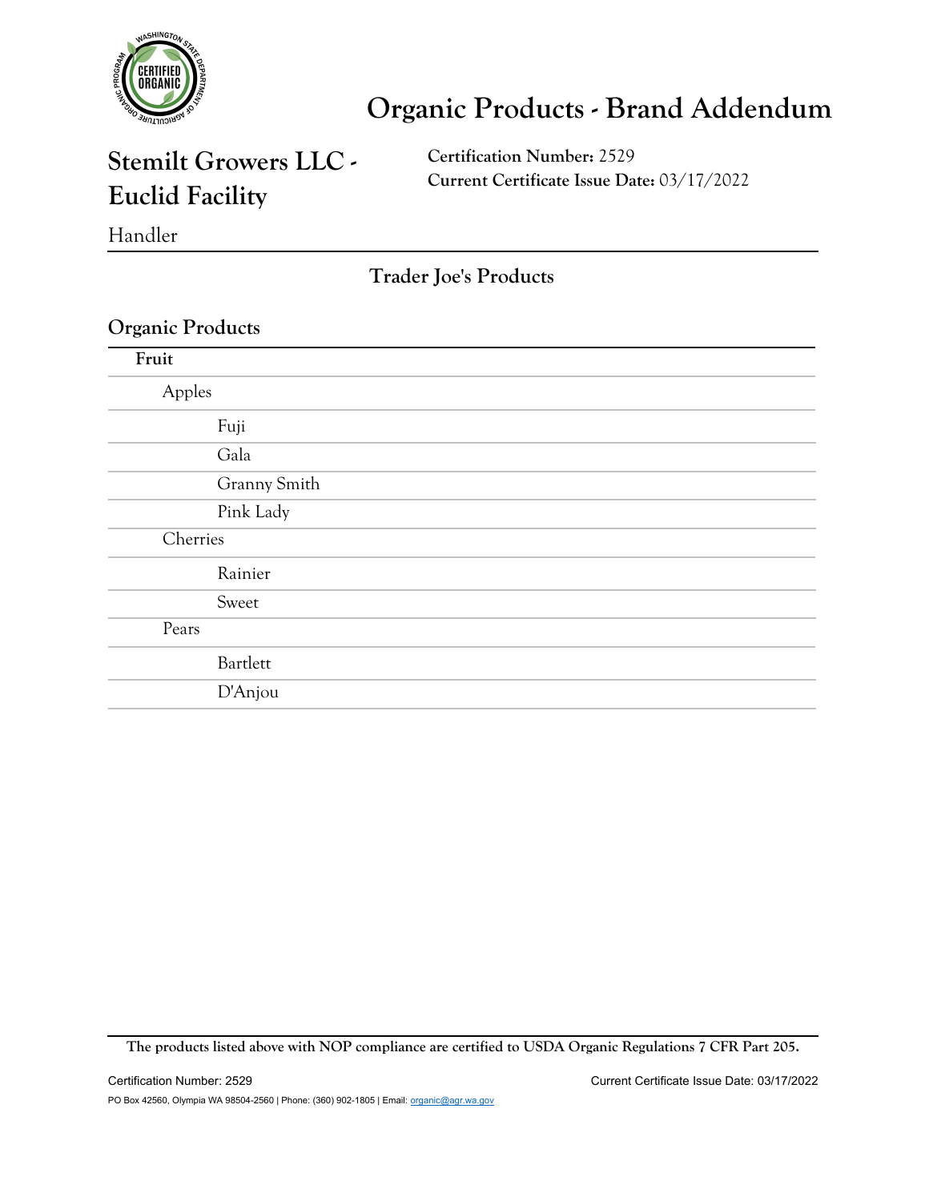# Organic Products - Brand Addendum

## Stemilt Growers LLC - Euclid Facility

Handler

**Certification Number:** 2529
**Current Certificate Issue Date:** 03/17/2022

### Trader Joe's Products

### Organic Products

**Fruit**

- Apples
  - Fuji
  - Gala
  - Granny Smith
  - Pink Lady
- Cherries
  - Rainier
  - Sweet
- Pears
  - Bartlett
  - D'Anjou

**The products listed above with NOP compliance are certified to USDA Organic Regulations 7 CFR Part 205.**

Certification Number: 2529 Current Certificate Issue Date: 03/17/2022

PO Box 42560, Olympia WA 98504-2560 | Phone: (360) 902-1805 | Email: organic@agr.wa.gov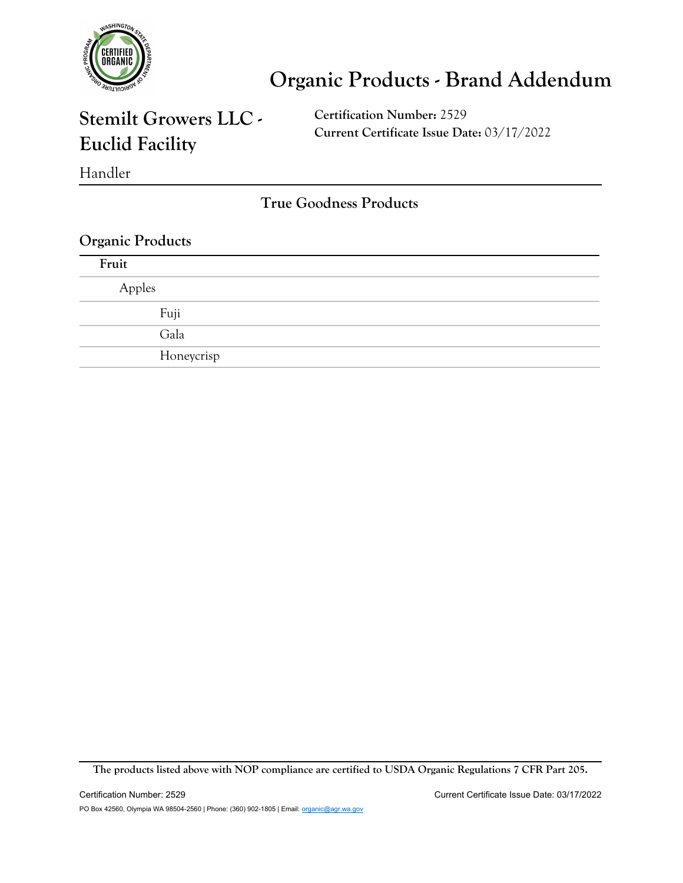# Organic Products - Brand Addendum

## Stemilt Growers LLC - Euclid Facility

**Certification Number:** 2529
**Current Certificate Issue Date:** 03/17/2022

Handler

### True Goodness Products

### Organic Products

**Fruit**

- Apples
  - Fuji
  - Gala
  - Honeycrisp

**The products listed above with NOP compliance are certified to USDA Organic Regulations 7 CFR Part 205.**

PO Box 42560, Olympia WA 98504-2560 | Phone: (360) 902-1805 | Email: organic@agr.wa.gov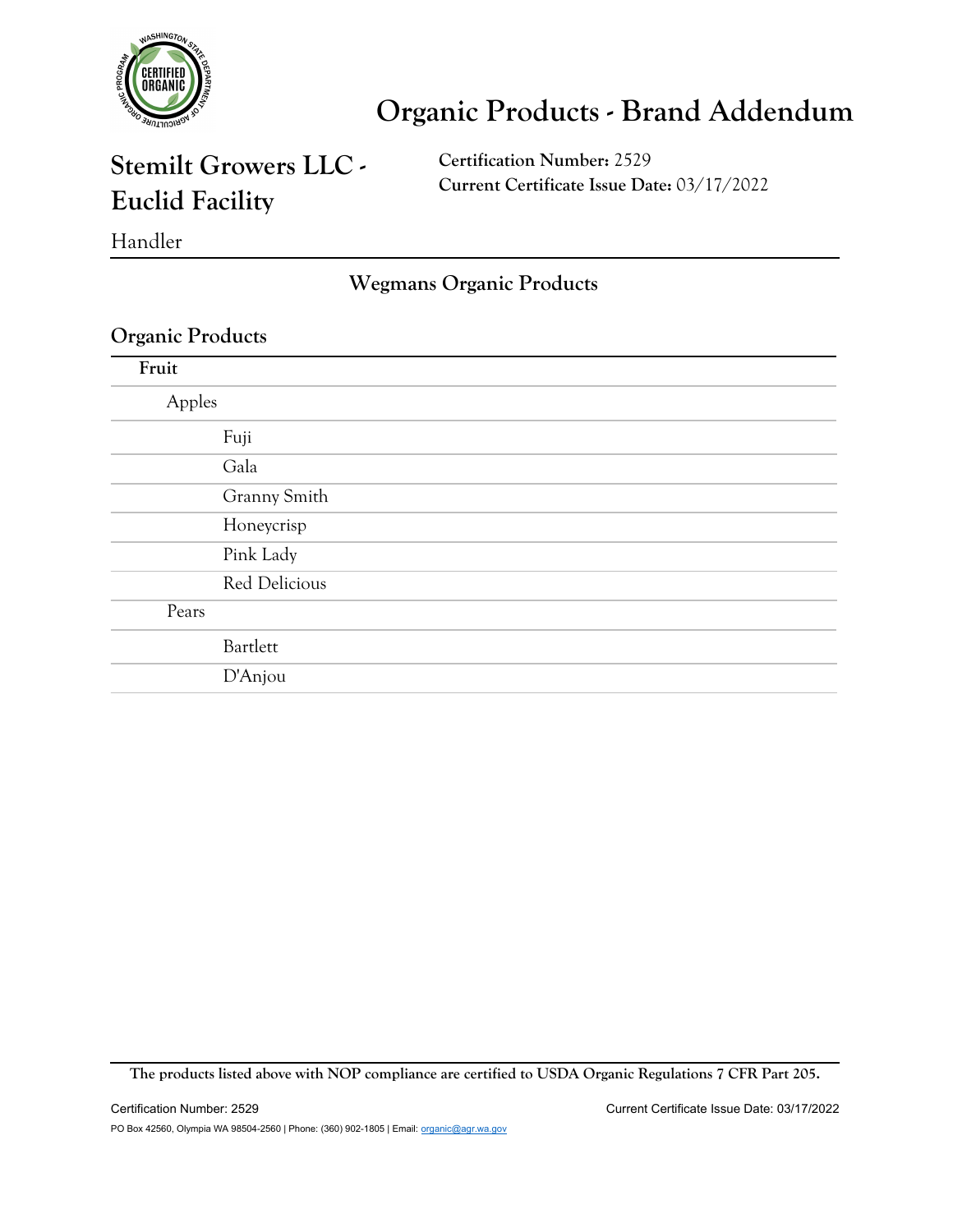# Organic Products - Brand Addendum

## Stemilt Growers LLC - Euclid Facility

Handler

**Certification Number:** 2529
**Current Certificate Issue Date:** 03/17/2022

### Wegmans Organic Products

### Organic Products

**Fruit**

- Apples
  - Fuji
  - Gala
  - Granny Smith
  - Honeycrisp
  - Pink Lady
  - Red Delicious
- Pears
  - Bartlett
  - D'Anjou

**The products listed above with NOP compliance are certified to USDA Organic Regulations 7 CFR Part 205.**

PO Box 42560, Olympia WA 98504-2560 | Phone: (360) 902-1805 | Email: organic@agr.wa.gov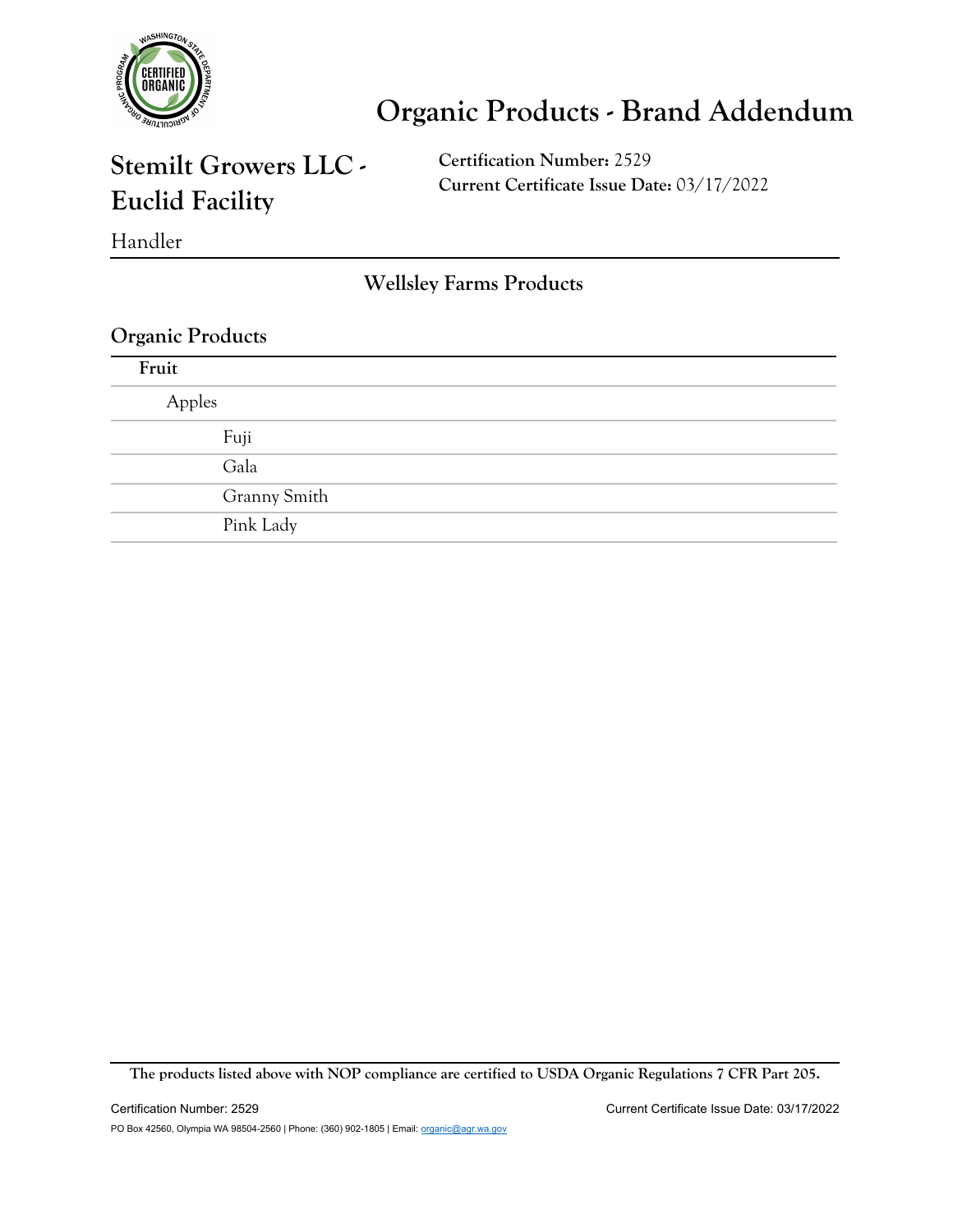# Organic Products - Brand Addendum

## Stemilt Growers LLC - Euclid Facility

**Certification Number:** 2529
**Current Certificate Issue Date:** 03/17/2022

Handler

### Wellsley Farms Products

### Organic Products

**Fruit**

- Apples
  - Fuji
  - Gala
  - Granny Smith
  - Pink Lady

**The products listed above with NOP compliance are certified to USDA Organic Regulations 7 CFR Part 205.**

PO Box 42560, Olympia WA 98504-2560 | Phone: (360) 902-1805 | Email: organic@agr.wa.gov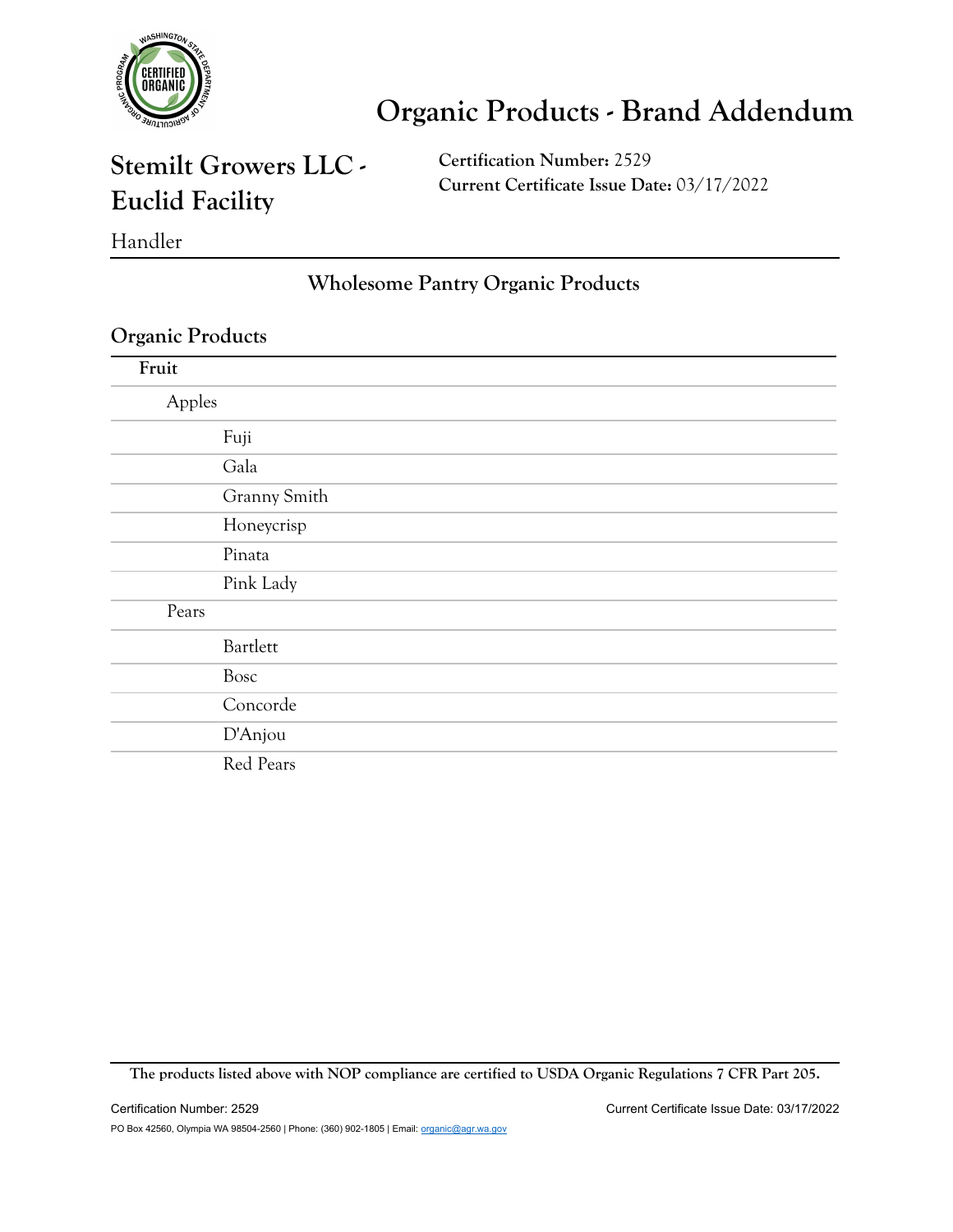# Organic Products - Brand Addendum

## Stemilt Growers LLC - Euclid Facility

Handler

**Certification Number:** 2529
**Current Certificate Issue Date:** 03/17/2022

### Wholesome Pantry Organic Products

### Organic Products

**Fruit**

- Apples
  - Fuji
  - Gala
  - Granny Smith
  - Honeycrisp
  - Pinata
  - Pink Lady
- Pears
  - Bartlett
  - Bosc
  - Concorde
  - D'Anjou
  - Red Pears

**The products listed above with NOP compliance are certified to USDA Organic Regulations 7 CFR Part 205.**

Certification Number: 2529 Current Certificate Issue Date: 03/17/2022

PO Box 42560, Olympia WA 98504-2560 | Phone: (360) 902-1805 | Email: organic@agr.wa.gov